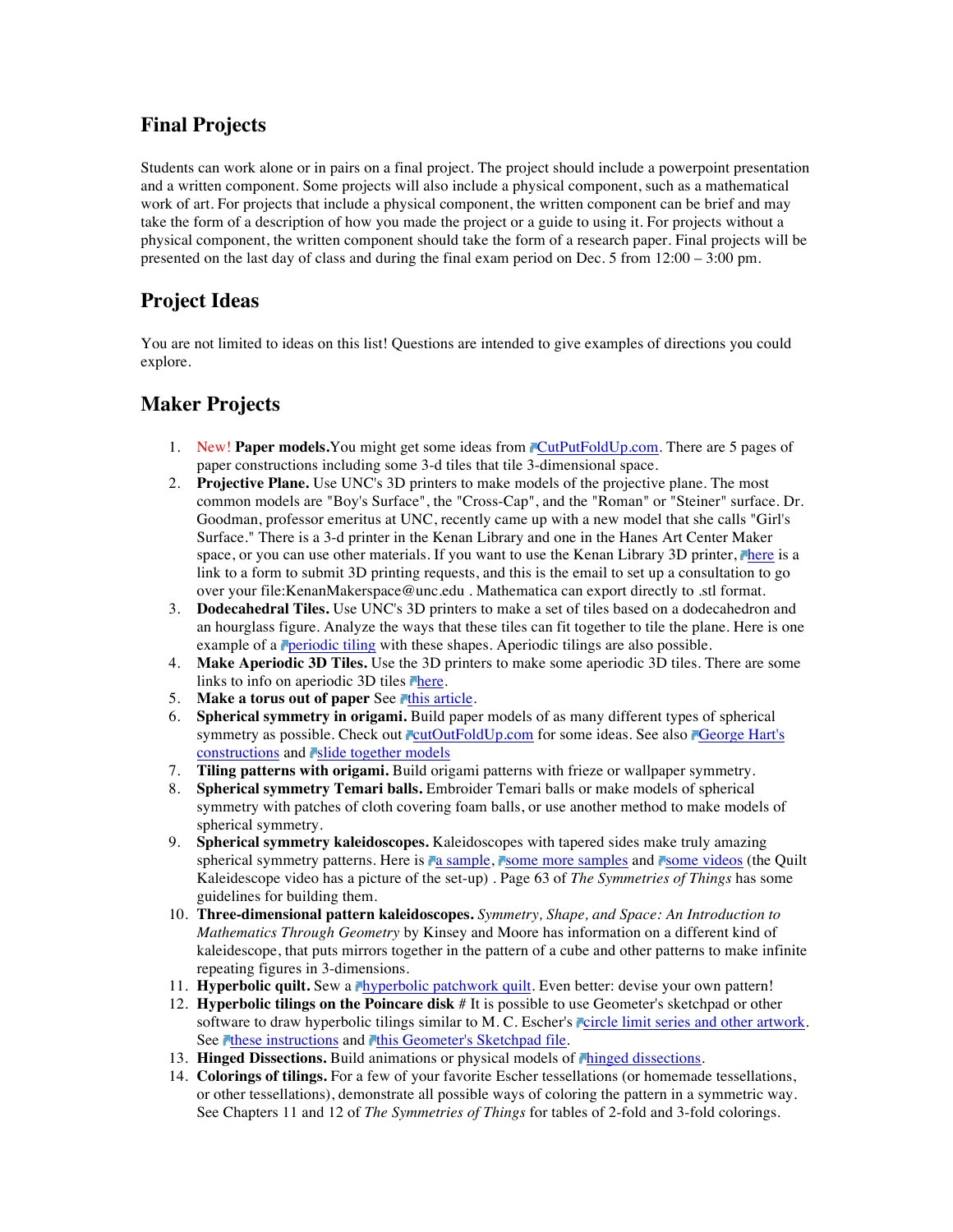## Final Projects

Students can work alone or in pairs on a final project. The project should include a powerpoint presentation and a written component. Some projects will also include a physical component, such as a mathematical work of art. For projects that include a physical component, the written component can be brief and may take the form of a description of how you made the project or a guide to using it. For projects without a physical component, the written component should take the form of a research paper. Final projects will be presented on the last day of class and during the final exam period on Dec. 5 from 12:00 – 3:00 pm.

## Project Ideas

You are not limited to ideas on this list! Questions are intended to give examples of directions you could explore.

## Maker Projects

1. New! **Paper models.** You might get some ideas from CutPutFoldUp.com. There are 5 pages of paper constructions including some 3-d tiles that tile 3-dimensional space.
2. **Projective Plane.** Use UNC's 3D printers to make models of the projective plane. The most common models are "Boy's Surface", the "Cross-Cap", and the "Roman" or "Steiner" surface. Dr. Goodman, professor emeritus at UNC, recently came up with a new model that she calls "Girl's Surface." There is a 3-d printer in the Kenan Library and one in the Hanes Art Center Maker space, or you can use other materials. If you want to use the Kenan Library 3D printer, here is a link to a form to submit 3D printing requests, and this is the email to set up a consultation to go over your file:KenanMakerspace@unc.edu . Mathematica can export directly to .stl format.
3. **Dodecahedral Tiles.** Use UNC's 3D printers to make a set of tiles based on a dodecahedron and an hourglass figure. Analyze the ways that these tiles can fit together to tile the plane. Here is one example of a periodic tiling with these shapes. Aperiodic tilings are also possible.
4. **Make Aperiodic 3D Tiles.** Use the 3D printers to make some aperiodic 3D tiles. There are some links to info on aperiodic 3D tiles here.
5. **Make a torus out of paper** See this article.
6. **Spherical symmetry in origami.** Build paper models of as many different types of spherical symmetry as possible. Check out cutOutFoldUp.com for some ideas. See also George Hart's constructions and slide together models
7. **Tiling patterns with origami.** Build origami patterns with frieze or wallpaper symmetry.
8. **Spherical symmetry Temari balls.** Embroider Temari balls or make models of spherical symmetry with patches of cloth covering foam balls, or use another method to make models of spherical symmetry.
9. **Spherical symmetry kaleidoscopes.** Kaleidoscopes with tapered sides make truly amazing spherical symmetry patterns. Here is a sample, some more samples and some videos (the Quilt Kaleidescope video has a picture of the set-up) . Page 63 of *The Symmetries of Things* has some guidelines for building them.
10. **Three-dimensional pattern kaleidoscopes.** *Symmetry, Shape, and Space: An Introduction to Mathematics Through Geometry* by Kinsey and Moore has information on a different kind of kaleidescope, that puts mirrors together in the pattern of a cube and other patterns to make infinite repeating figures in 3-dimensions.
11. **Hyperbolic quilt.** Sew a hyperbolic patchwork quilt. Even better: devise your own pattern!
12. **Hyperbolic tilings on the Poincare disk** # It is possible to use Geometer's sketchpad or other software to draw hyperbolic tilings similar to M. C. Escher's circle limit series and other artwork. See these instructions and this Geometer's Sketchpad file.
13. **Hinged Dissections.** Build animations or physical models of hinged dissections.
14. **Colorings of tilings.** For a few of your favorite Escher tessellations (or homemade tessellations, or other tessellations), demonstrate all possible ways of coloring the pattern in a symmetric way. See Chapters 11 and 12 of *The Symmetries of Things* for tables of 2-fold and 3-fold colorings.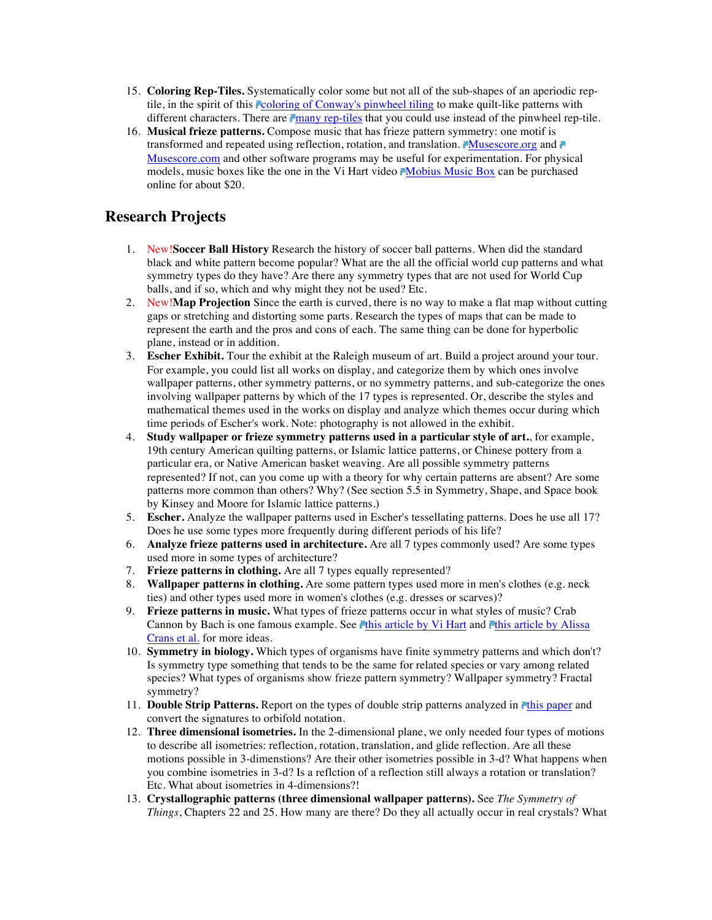15. **Coloring Rep-Tiles.** Systematically color some but not all of the sub-shapes of an aperiodic rep-tile, in the spirit of this coloring of Conway's pinwheel tiling to make quilt-like patterns with different characters. There are many rep-tiles that you could use instead of the pinwheel rep-tile.
16. **Musical frieze patterns.** Compose music that has frieze pattern symmetry: one motif is transformed and repeated using reflection, rotation, and translation. Musescore.org and Musescore.com and other software programs may be useful for experimentation. For physical models, music boxes like the one in the Vi Hart video Mobius Music Box can be purchased online for about $20.

## Research Projects

1. New!**Soccer Ball History** Research the history of soccer ball patterns. When did the standard black and white pattern become popular? What are the all the official world cup patterns and what symmetry types do they have? Are there any symmetry types that are not used for World Cup balls, and if so, which and why might they not be used? Etc.
2. New!**Map Projection** Since the earth is curved, there is no way to make a flat map without cutting gaps or stretching and distorting some parts. Research the types of maps that can be made to represent the earth and the pros and cons of each. The same thing can be done for hyperbolic plane, instead or in addition.
3. **Escher Exhibit.** Tour the exhibit at the Raleigh museum of art. Build a project around your tour. For example, you could list all works on display, and categorize them by which ones involve wallpaper patterns, other symmetry patterns, or no symmetry patterns, and sub-categorize the ones involving wallpaper patterns by which of the 17 types is represented. Or, describe the styles and mathematical themes used in the works on display and analyze which themes occur during which time periods of Escher's work. Note: photography is not allowed in the exhibit.
4. **Study wallpaper or frieze symmetry patterns used in a particular style of art.**, for example, 19th century American quilting patterns, or Islamic lattice patterns, or Chinese pottery from a particular era, or Native American basket weaving. Are all possible symmetry patterns represented? If not, can you come up with a theory for why certain patterns are absent? Are some patterns more common than others? Why? (See section 5.5 in Symmetry, Shape, and Space book by Kinsey and Moore for Islamic lattice patterns.)
5. **Escher.** Analyze the wallpaper patterns used in Escher's tessellating patterns. Does he use all 17? Does he use some types more frequently during different periods of his life?
6. **Analyze frieze patterns used in architecture.** Are all 7 types commonly used? Are some types used more in some types of architecture?
7. **Frieze patterns in clothing.** Are all 7 types equally represented?
8. **Wallpaper patterns in clothing.** Are some pattern types used more in men's clothes (e.g. neck ties) and other types used more in women's clothes (e.g. dresses or scarves)?
9. **Frieze patterns in music.** What types of frieze patterns occur in what styles of music? Crab Cannon by Bach is one famous example. See this article by Vi Hart and this article by Alissa Crans et al. for more ideas.
10. **Symmetry in biology.** Which types of organisms have finite symmetry patterns and which don't? Is symmetry type something that tends to be the same for related species or vary among related species? What types of organisms show frieze pattern symmetry? Wallpaper symmetry? Fractal symmetry?
11. **Double Strip Patterns.** Report on the types of double strip patterns analyzed in this paper and convert the signatures to orbifold notation.
12. **Three dimensional isometries.** In the 2-dimensional plane, we only needed four types of motions to describe all isometries: reflection, rotation, translation, and glide reflection. Are all these motions possible in 3-dimenstions? Are their other isometries possible in 3-d? What happens when you combine isometries in 3-d? Is a reflction of a reflection still always a rotation or translation? Etc. What about isometries in 4-dimensions?!
13. **Crystallographic patterns (three dimensional wallpaper patterns).** See *The Symmetry of Things*, Chapters 22 and 25. How many are there? Do they all actually occur in real crystals? What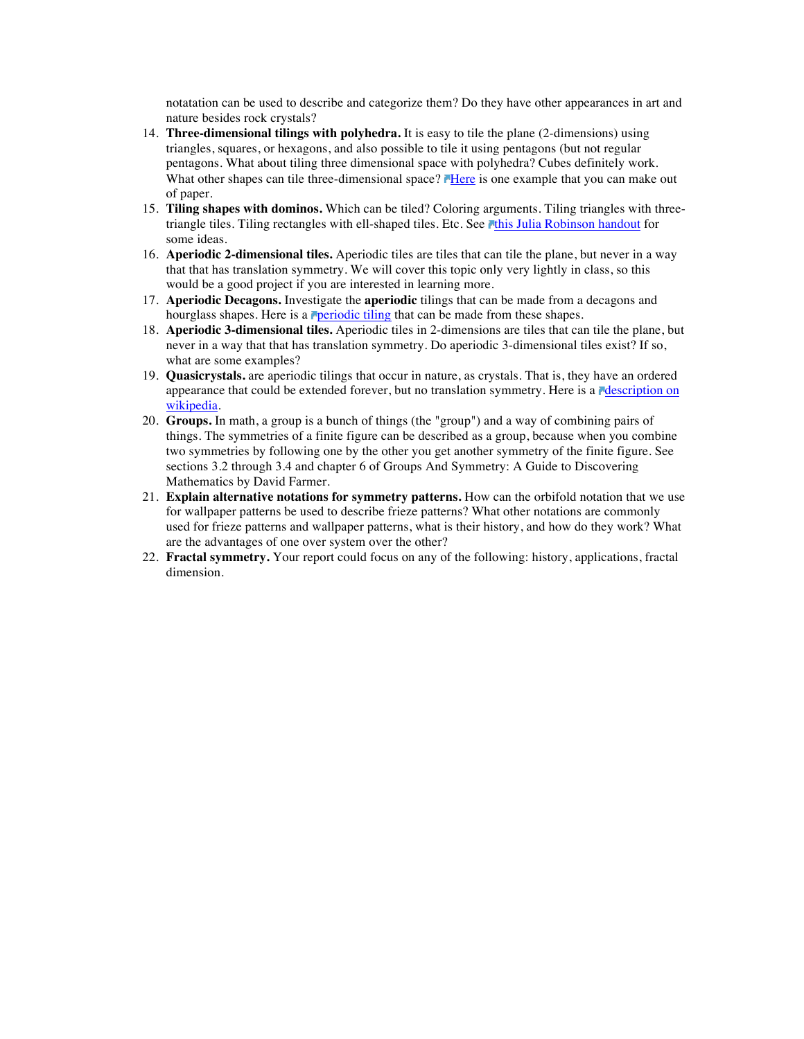notatation can be used to describe and categorize them? Do they have other appearances in art and nature besides rock crystals?

14. **Three-dimensional tilings with polyhedra.** It is easy to tile the plane (2-dimensions) using triangles, squares, or hexagons, and also possible to tile it using pentagons (but not regular pentagons. What about tiling three dimensional space with polyhedra? Cubes definitely work. What other shapes can tile three-dimensional space? Here is one example that you can make out of paper.
15. **Tiling shapes with dominos.** Which can be tiled? Coloring arguments. Tiling triangles with three-triangle tiles. Tiling rectangles with ell-shaped tiles. Etc. See this Julia Robinson handout for some ideas.
16. **Aperiodic 2-dimensional tiles.** Aperiodic tiles are tiles that can tile the plane, but never in a way that that has translation symmetry. We will cover this topic only very lightly in class, so this would be a good project if you are interested in learning more.
17. **Aperiodic Decagons.** Investigate the **aperiodic** tilings that can be made from a decagons and hourglass shapes. Here is a periodic tiling that can be made from these shapes.
18. **Aperiodic 3-dimensional tiles.** Aperiodic tiles in 2-dimensions are tiles that can tile the plane, but never in a way that that has translation symmetry. Do aperiodic 3-dimensional tiles exist? If so, what are some examples?
19. **Quasicrystals.** are aperiodic tilings that occur in nature, as crystals. That is, they have an ordered appearance that could be extended forever, but no translation symmetry. Here is a description on wikipedia.
20. **Groups.** In math, a group is a bunch of things (the "group") and a way of combining pairs of things. The symmetries of a finite figure can be described as a group, because when you combine two symmetries by following one by the other you get another symmetry of the finite figure. See sections 3.2 through 3.4 and chapter 6 of Groups And Symmetry: A Guide to Discovering Mathematics by David Farmer.
21. **Explain alternative notations for symmetry patterns.** How can the orbifold notation that we use for wallpaper patterns be used to describe frieze patterns? What other notations are commonly used for frieze patterns and wallpaper patterns, what is their history, and how do they work? What are the advantages of one over system over the other?
22. **Fractal symmetry.** Your report could focus on any of the following: history, applications, fractal dimension.